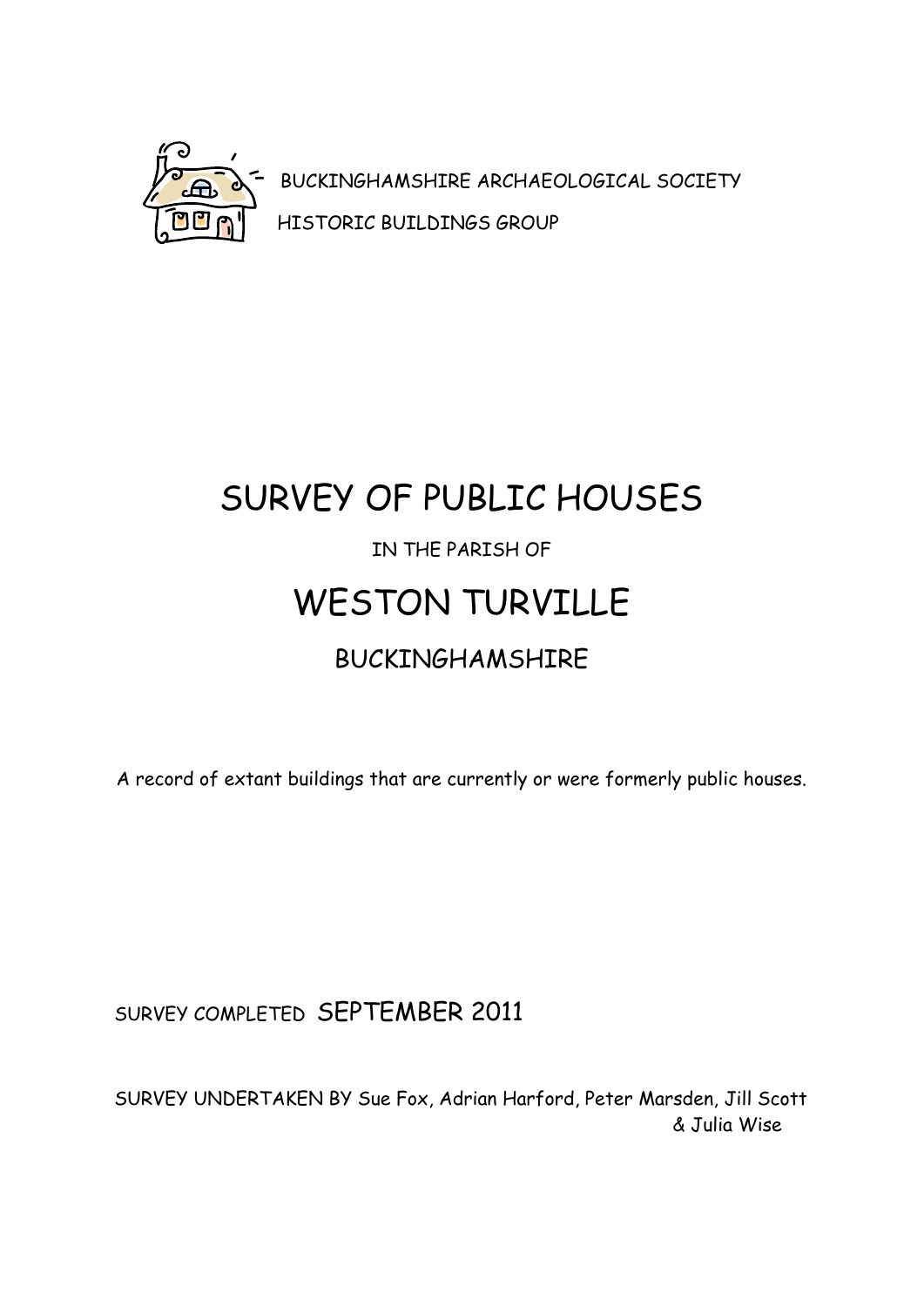BUCKINGHAMSHIRE ARCHAEOLOGICAL SOCIETY

HISTORIC BUILDINGS GROUP

# SURVEY OF PUBLIC HOUSES

IN THE PARISH OF

# WESTON TURVILLE

## BUCKINGHAMSHIRE

A record of extant buildings that are currently or were formerly public houses.

SURVEY COMPLETED SEPTEMBER 2011

SURVEY UNDERTAKEN BY Sue Fox, Adrian Harford, Peter Marsden, Jill Scott & Julia Wise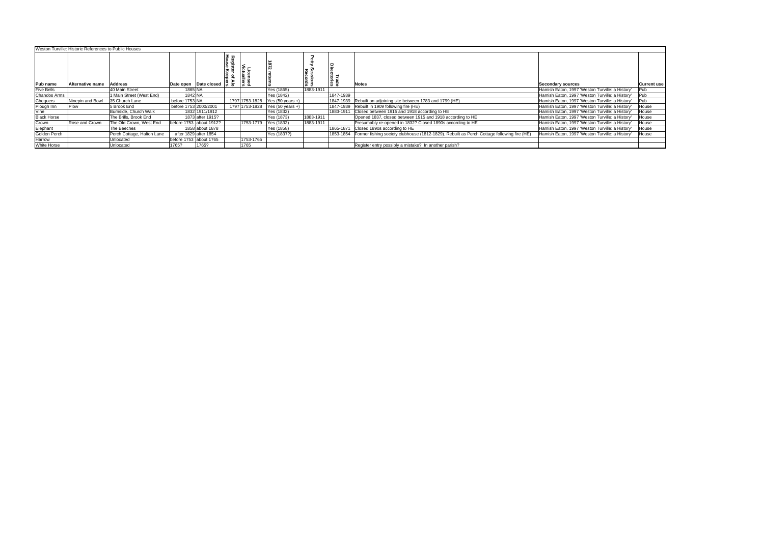| Weston Turville: Historic References to Public Houses | | | | | | | | | | | | | |
|---|---|---|---|---|---|---|---|---|---|---|---|---|---|
| Pub name | Alternative name | Address | Date open | Date closed | Register of Ale House Keepers | Licensed Victuallers | 1872 returns | Petty Sessions Records | Trade Directories | Notes | Secondary sources | Current use |
| Five Bells | | 40 Main Street | 1865 | NA | | | Yes (1865) | 1883-1911 | | | Hamish Eaton, 1997 'Weston Turville: a History' | Pub |
| Chandos Arms | | 1 Main Street (West End) | 1842 | NA | | | Yes (1842) | | 1847-1939 | | Hamish Eaton, 1997 'Weston Turville: a History' | Pub |
| Chequers | Ninepin and Bowl | 35 Church Lane | before 1753 | NA | 1797 | 1753-1828 | Yes (50 years +) | | 1847-1939 | Rebuilt on adjoining site between 1783 and 1799 (HE) | Hamish Eaton, 1997 'Weston Turville: a History' | Pub |
| Plough Inn | Plow | 5 Brook End | before 1753 | 2000/2001 | 1797 | 1753-1828 | Yes (50 years +) | | 1847-1939 | Rebuilt in 1909 following fire (HE) | Hamish Eaton, 1997 'Weston Turville: a History' | House |
| Vine | | Burnside, Church Walk | 1832 | 1911/1912 | | | Yes (1832) | | 1883-1911 | Closed between 1915 and 1918 according to HE | Hamish Eaton, 1997 'Weston Turville: a History' | House |
| Black Horse | | The Brills, Brook End | 1873 | after 1915? | | | Yes (1873) | 1883-1911 | | Opened 1837, closed between 1915 and 1918 according to HE | Hamish Eaton, 1997 'Weston Turville: a History' | House |
| Crown | Rose and Crown | The Old Crown, West End | before 1753 | about 1912? | | 1753-1779 | Yes (1832) | 1883-1911 | | Presumably re-opened in 1832? Closed 1890s according to HE | Hamish Eaton, 1997 'Weston Turville: a History' | House |
| Elephant | | The Beeches | 1858 | about 1878 | | | Yes (1858) | | 1865-1871 | Closed 1890s according to HE | Hamish Eaton, 1997 'Weston Turville: a History' | House |
| Golden Perch | | Perch Cottage, Halton Lane | after 1829 | after 1854 | | | Yes (1837?) | | 1853-1854 | Former fishing society clubhouse (1812-1829). Rebuilt as Perch Cottage following fire (HE) | Hamish Eaton, 1997 'Weston Turville: a History' | House |
| Harrow | | Unlocated | before 1753 | about 1765 | | 1753-1765 | | | | | | |
| White Horse | | Unlocated | 1765? | 1765? | | 1765 | | | | Register entry possibly a mistake? In another parish? | | |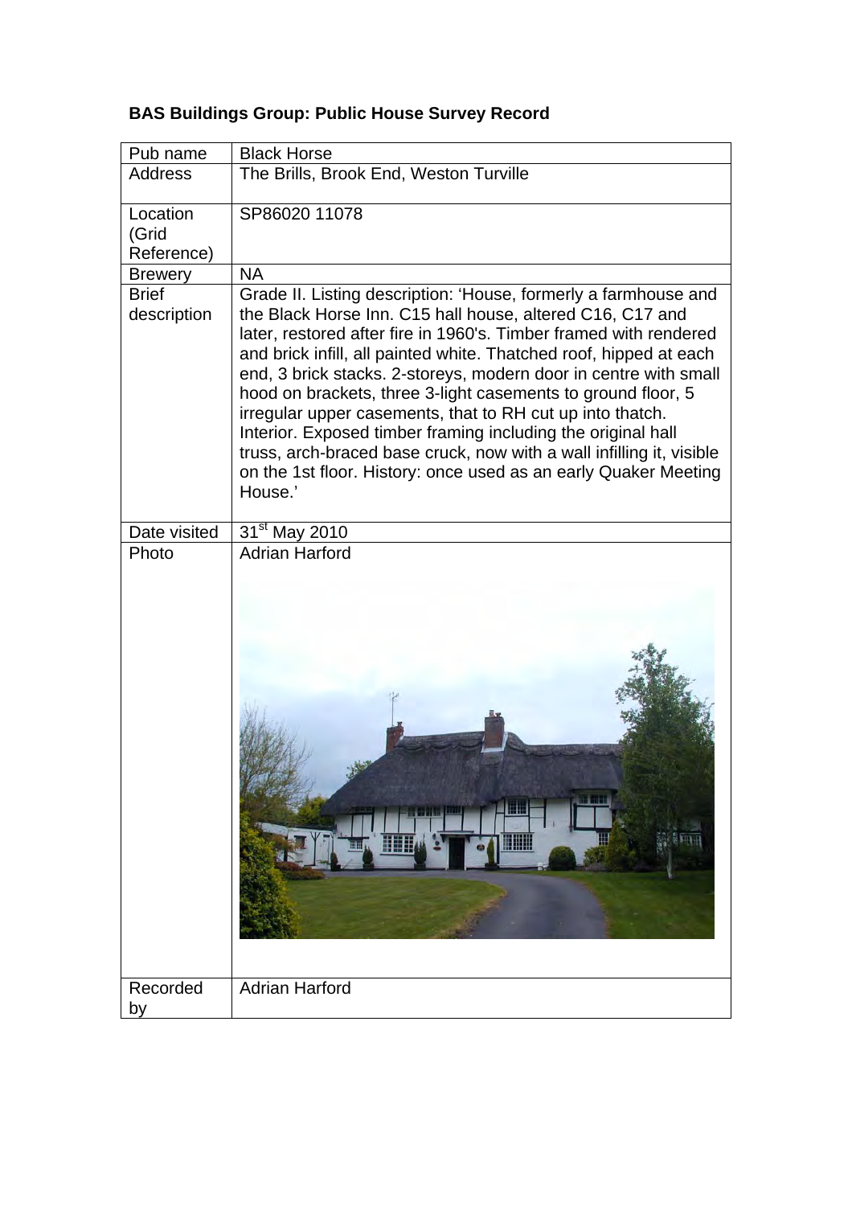**BAS Buildings Group: Public House Survey Record**

| Pub name | Black Horse |
|---|---|
| Address | The Brills, Brook End, Weston Turville |
| Location (Grid Reference) | SP86020 11078 |
| Brewery | NA |
| Brief description | Grade II. Listing description: 'House, formerly a farmhouse and the Black Horse Inn. C15 hall house, altered C16, C17 and later, restored after fire in 1960's. Timber framed with rendered and brick infill, all painted white. Thatched roof, hipped at each end, 3 brick stacks. 2-storeys, modern door in centre with small hood on brackets, three 3-light casements to ground floor, 5 irregular upper casements, that to RH cut up into thatch. Interior. Exposed timber framing including the original hall truss, arch-braced base cruck, now with a wall infilling it, visible on the 1st floor. History: once used as an early Quaker Meeting House.' |
| Date visited | 31st May 2010 |
| Photo | Adrian Harford |
| Recorded by | Adrian Harford |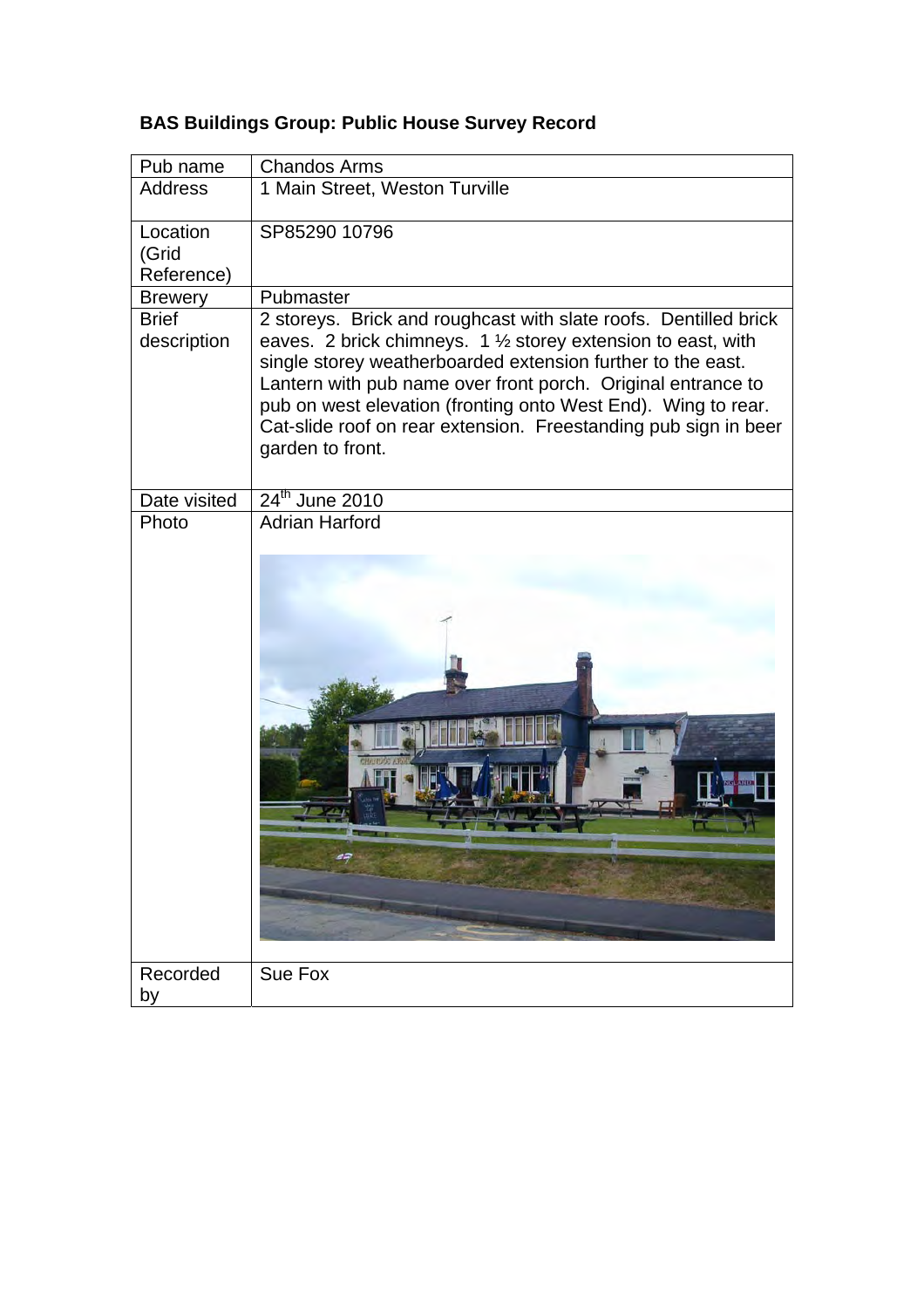**BAS Buildings Group: Public House Survey Record**

| | |
|---|---|
| Pub name | Chandos Arms |
| Address | 1 Main Street, Weston Turville |
| Location (Grid Reference) | SP85290 10796 |
| Brewery | Pubmaster |
| Brief description | 2 storeys. Brick and roughcast with slate roofs. Dentilled brick eaves. 2 brick chimneys. 1 ½ storey extension to east, with single storey weatherboarded extension further to the east. Lantern with pub name over front porch. Original entrance to pub on west elevation (fronting onto West End). Wing to rear. Cat-slide roof on rear extension. Freestanding pub sign in beer garden to front. |
| Date visited | 24th June 2010 |
| Photo | Adrian Harford |
| Recorded by | Sue Fox |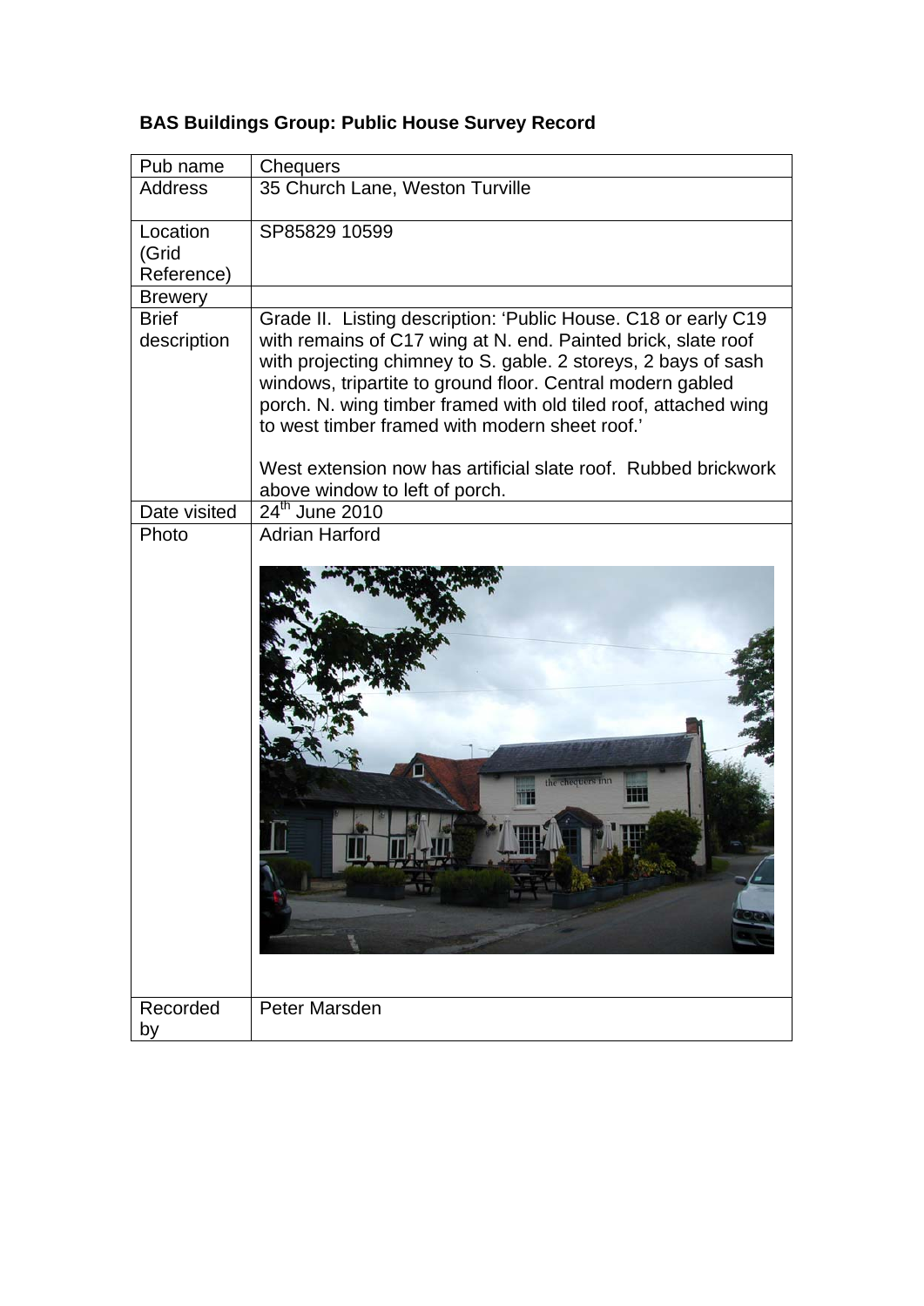**BAS Buildings Group: Public House Survey Record**

| Pub name | Chequers |
|---|---|
| Address | 35 Church Lane, Weston Turville |
| Location (Grid Reference) | SP85829 10599 |
| Brewery | |
| Brief description | Grade II. Listing description: 'Public House. C18 or early C19 with remains of C17 wing at N. end. Painted brick, slate roof with projecting chimney to S. gable. 2 storeys, 2 bays of sash windows, tripartite to ground floor. Central modern gabled porch. N. wing timber framed with old tiled roof, attached wing to west timber framed with modern sheet roof.'<br><br>West extension now has artificial slate roof. Rubbed brickwork above window to left of porch. |
| Date visited | 24th June 2010 |
| Photo | Adrian Harford |
| Recorded by | Peter Marsden |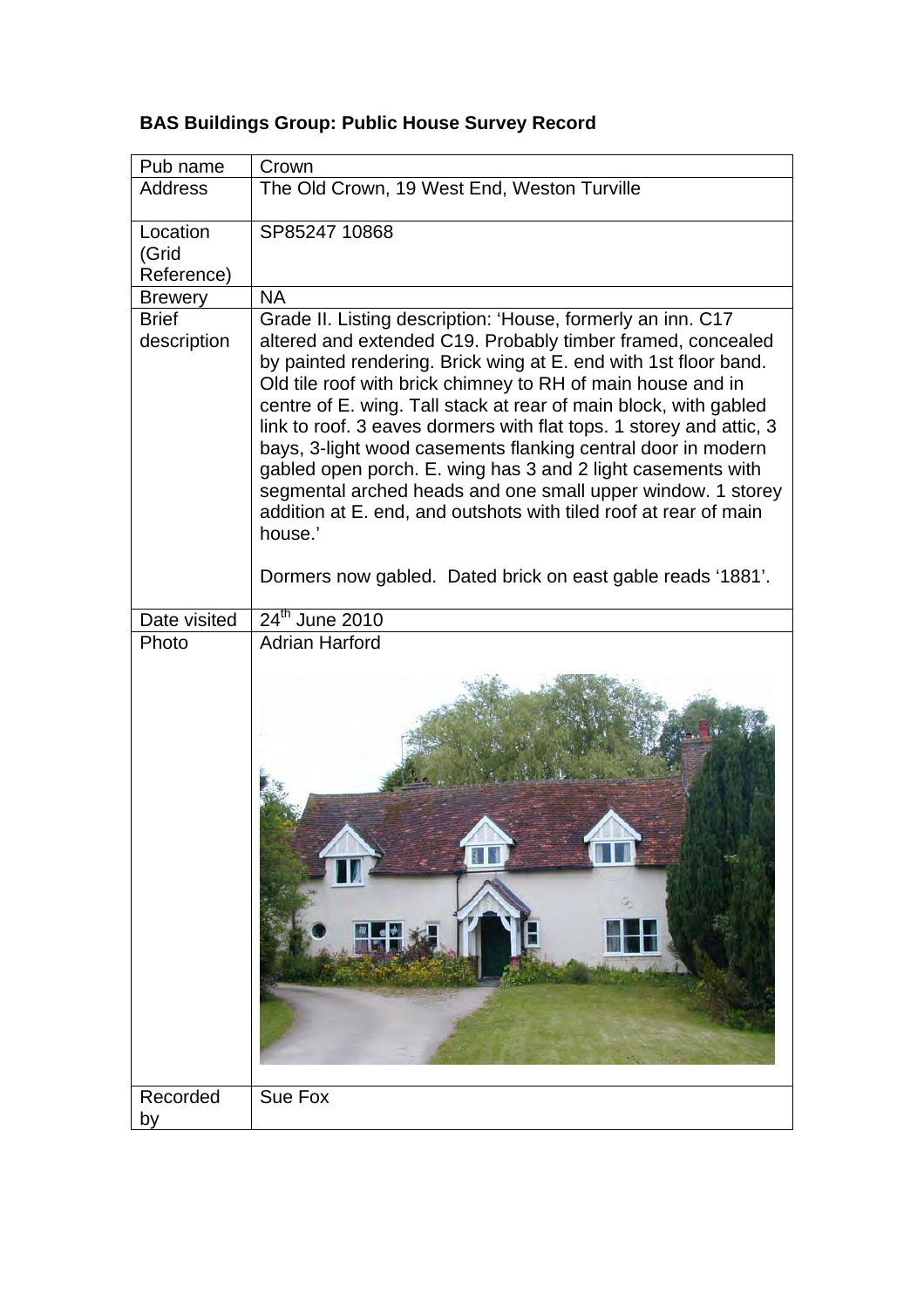**BAS Buildings Group: Public House Survey Record**

| Pub name | Crown |
|---|---|
| Address | The Old Crown, 19 West End, Weston Turville |
| Location (Grid Reference) | SP85247 10868 |
| Brewery | NA |
| Brief description | Grade II. Listing description: 'House, formerly an inn. C17 altered and extended C19. Probably timber framed, concealed by painted rendering. Brick wing at E. end with 1st floor band. Old tile roof with brick chimney to RH of main house and in centre of E. wing. Tall stack at rear of main block, with gabled link to roof. 3 eaves dormers with flat tops. 1 storey and attic, 3 bays, 3-light wood casements flanking central door in modern gabled open porch. E. wing has 3 and 2 light casements with segmental arched heads and one small upper window. 1 storey addition at E. end, and outshots with tiled roof at rear of main house.'<br><br>Dormers now gabled. Dated brick on east gable reads '1881'. |
| Date visited | 24th June 2010 |
| Photo | Adrian Harford |
| Recorded by | Sue Fox |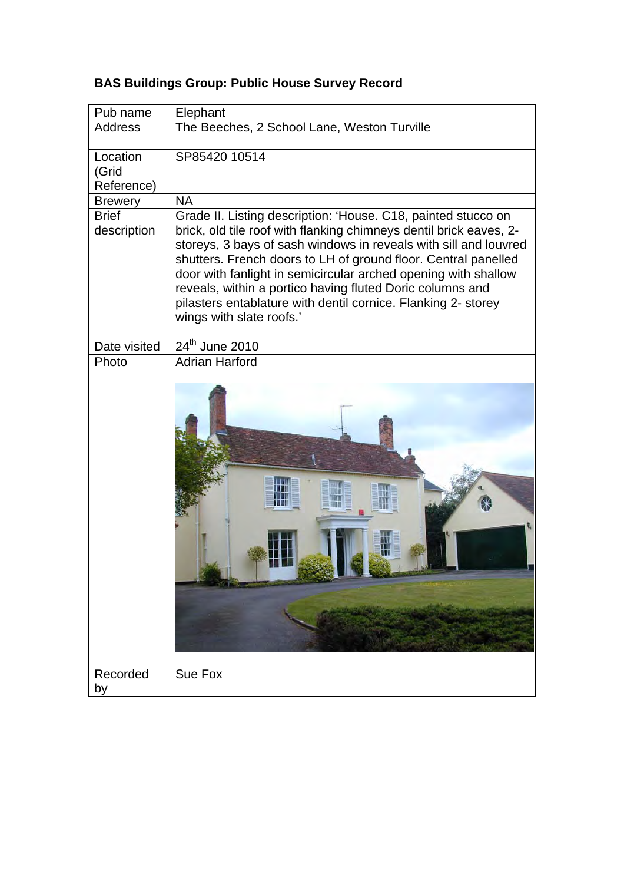**BAS Buildings Group: Public House Survey Record**

| Pub name | Elephant |
|---|---|
| Address | The Beeches, 2 School Lane, Weston Turville |
| Location (Grid Reference) | SP85420 10514 |
| Brewery | NA |
| Brief description | Grade II. Listing description: 'House. C18, painted stucco on brick, old tile roof with flanking chimneys dentil brick eaves, 2-storeys, 3 bays of sash windows in reveals with sill and louvred shutters. French doors to LH of ground floor. Central panelled door with fanlight in semicircular arched opening with shallow reveals, within a portico having fluted Doric columns and pilasters entablature with dentil cornice. Flanking 2- storey wings with slate roofs.' |
| Date visited | 24th June 2010 |
| Photo | Adrian Harford |
| Recorded by | Sue Fox |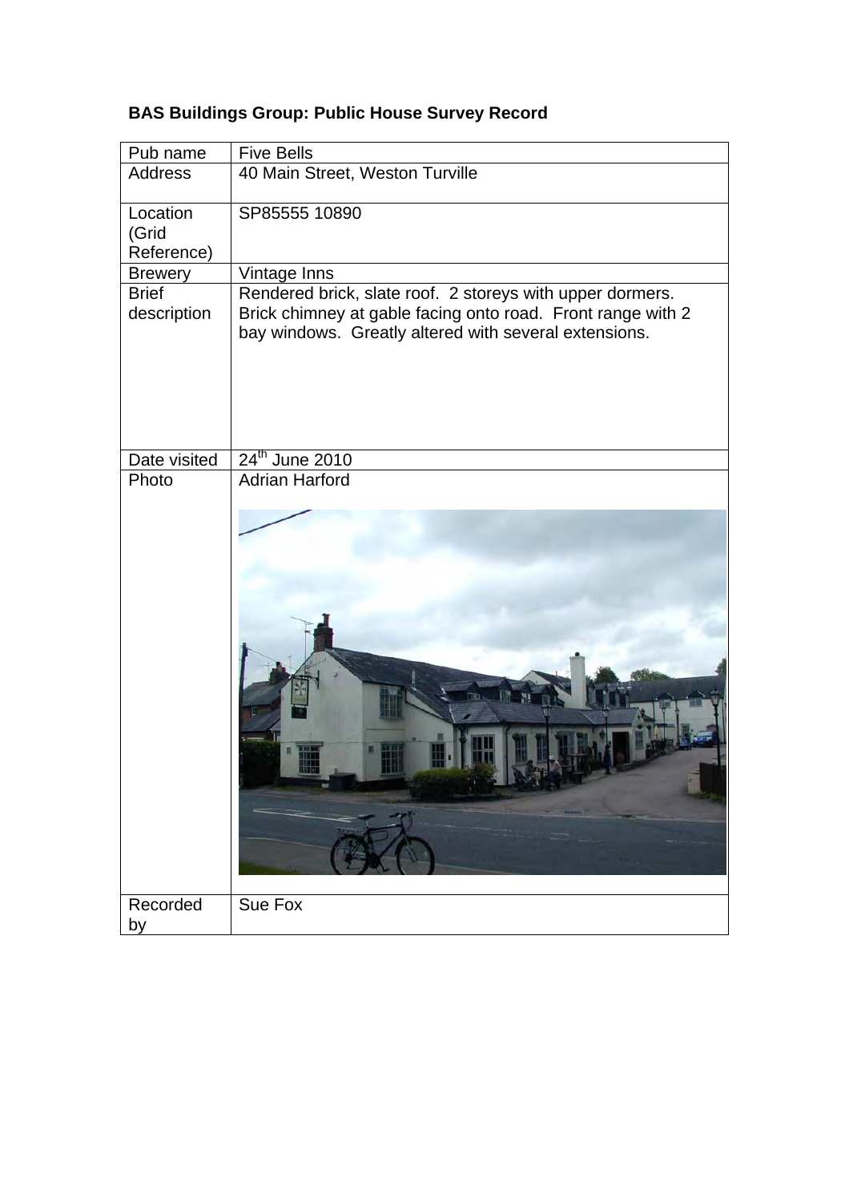**BAS Buildings Group: Public House Survey Record**

| Pub name | Five Bells |
|---|---|
| Address | 40 Main Street, Weston Turville |
| Location (Grid Reference) | SP85555 10890 |
| Brewery | Vintage Inns |
| Brief description | Rendered brick, slate roof. 2 storeys with upper dormers. Brick chimney at gable facing onto road. Front range with 2 bay windows. Greatly altered with several extensions. |
| Date visited | 24th June 2010 |
| Photo | Adrian Harford |
| Recorded by | Sue Fox |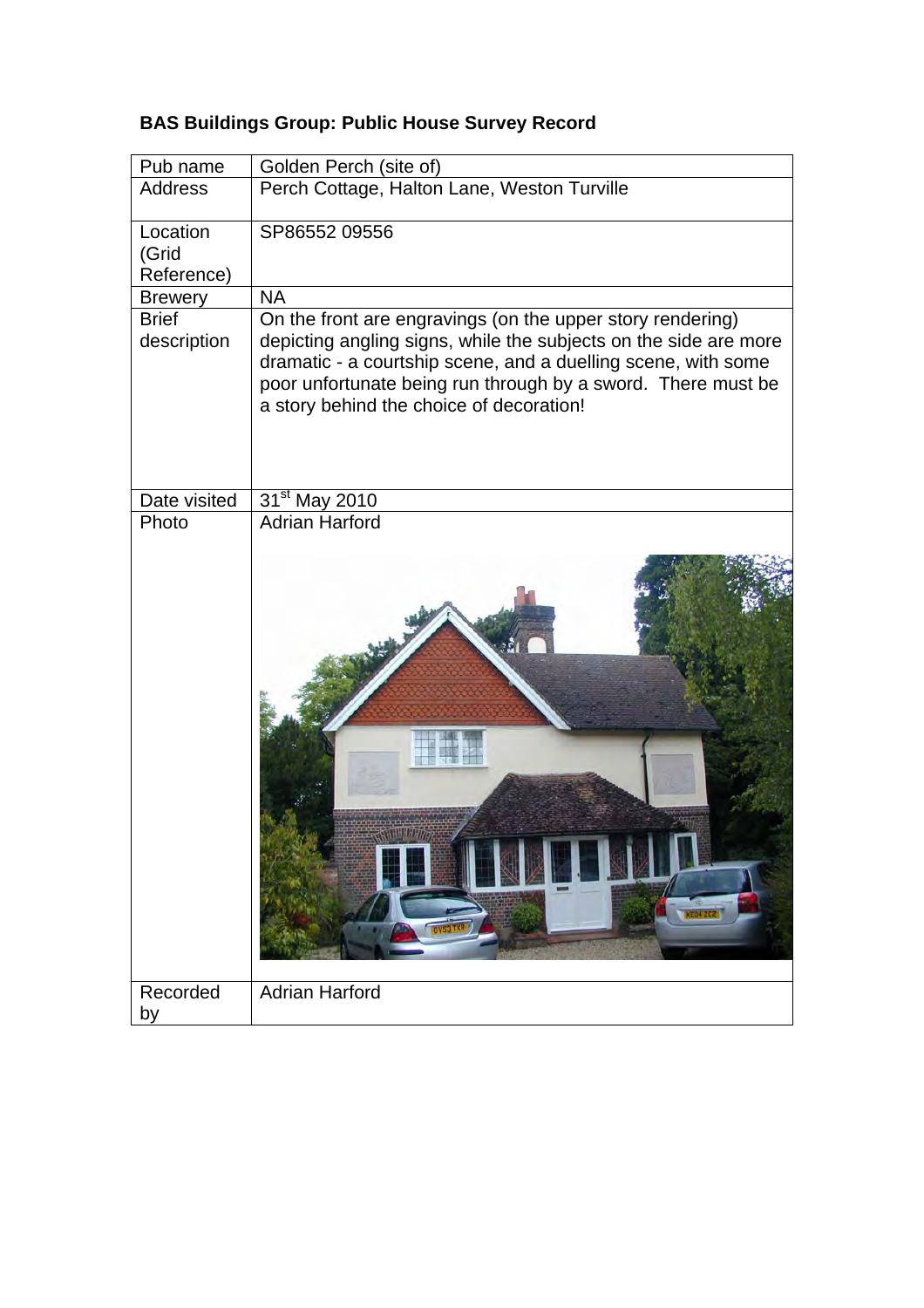**BAS Buildings Group: Public House Survey Record**

| | |
|---|---|
| Pub name | Golden Perch (site of) |
| Address | Perch Cottage, Halton Lane, Weston Turville |
| Location (Grid Reference) | SP86552 09556 |
| Brewery | NA |
| Brief description | On the front are engravings (on the upper story rendering) depicting angling signs, while the subjects on the side are more dramatic - a courtship scene, and a duelling scene, with some poor unfortunate being run through by a sword. There must be a story behind the choice of decoration! |
| Date visited | 31st May 2010 |
| Photo | Adrian Harford |
| Recorded by | Adrian Harford |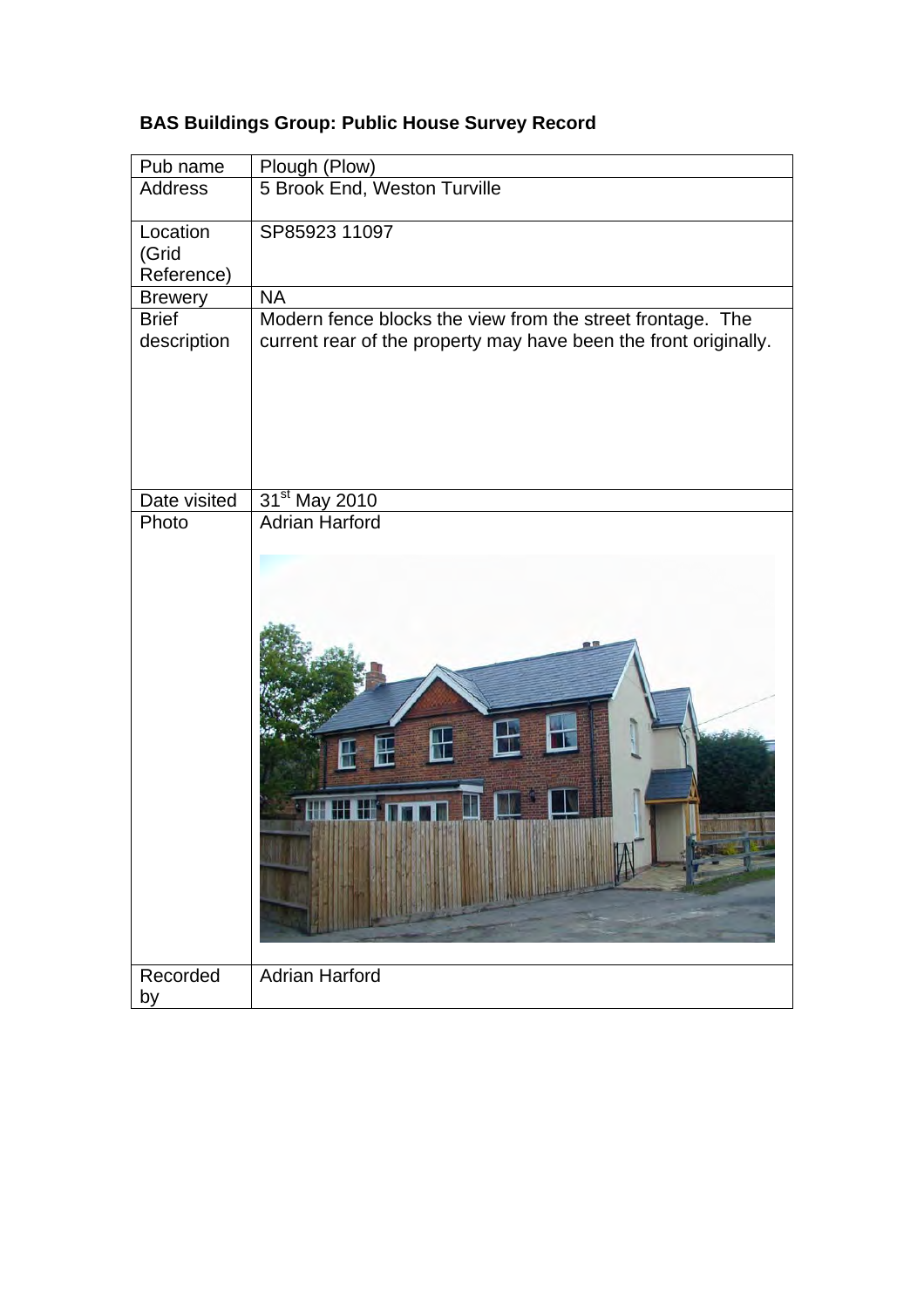**BAS Buildings Group: Public House Survey Record**

| Pub name | Plough (Plow) |
|---|---|
| Address | 5 Brook End, Weston Turville |
| Location (Grid Reference) | SP85923 11097 |
| Brewery | NA |
| Brief description | Modern fence blocks the view from the street frontage. The current rear of the property may have been the front originally. |
| Date visited | 31st May 2010 |
| Photo | Adrian Harford |
| Recorded by | Adrian Harford |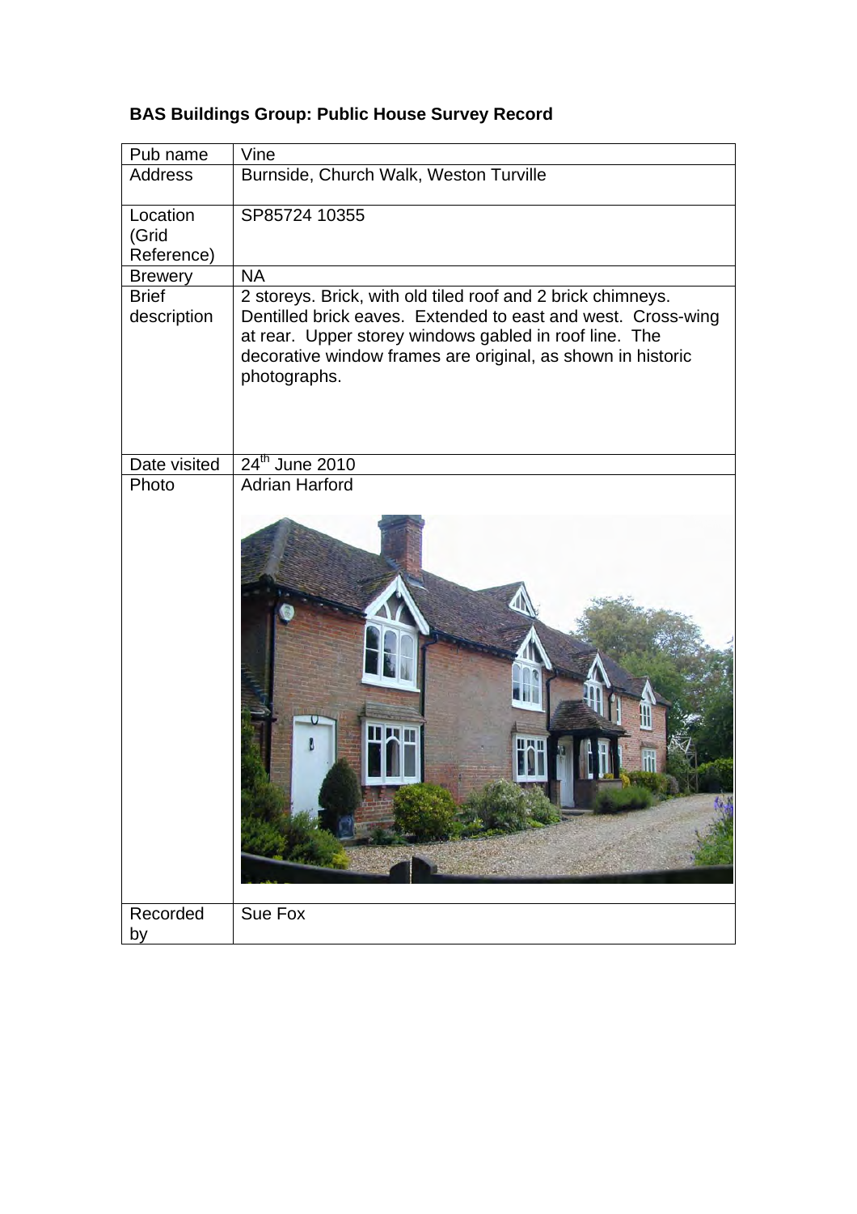**BAS Buildings Group: Public House Survey Record**

| | |
|---|---|
| Pub name | Vine |
| Address | Burnside, Church Walk, Weston Turville |
| Location (Grid Reference) | SP85724 10355 |
| Brewery | NA |
| Brief description | 2 storeys. Brick, with old tiled roof and 2 brick chimneys. Dentilled brick eaves. Extended to east and west. Cross-wing at rear. Upper storey windows gabled in roof line. The decorative window frames are original, as shown in historic photographs. |
| Date visited | 24th June 2010 |
| Photo | Adrian Harford |
| Recorded by | Sue Fox |